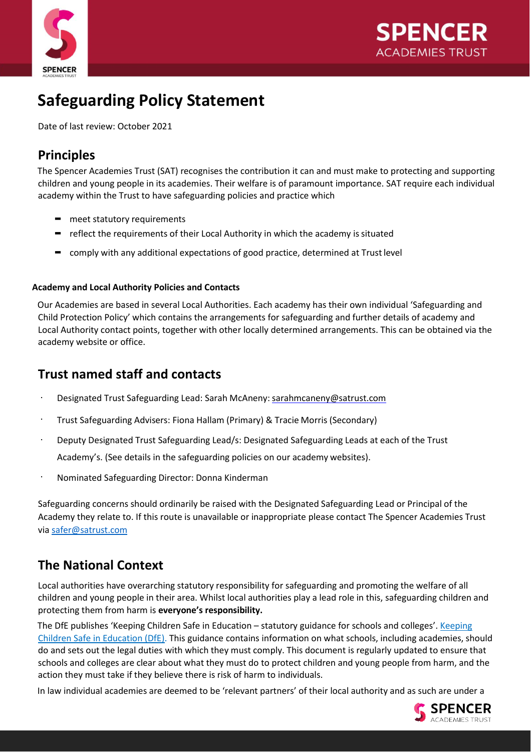# Safeguarding Policy Statement

Date of last review: October 2021

## Principles

The Spencer Academies Trust (SAT) recognises the contribution it can and must make to protecting and supporting children and young people in its academies. Their welfare is of paramount importance. SAT require each individual academy within the Trust to have safeguarding policies and practice which

- meet statutory requirements
- reflect the requirements of their Local Authority in which the academy is situated
- comply with any additional expectations of good practice, determined at Trust level

### Academy and Local Authority Policies and Contacts

Our Academies are based in several Local Authorities. Each academy has their own individual 'Safeguarding and Child Protection Policy' which contains the arrangements for safeguarding and further details of academy and Local Authority contact points, together with other locally determined arrangements. This can be obtained via the academy website or office.

## Trust named staff and contacts

- Designated Trust Safeguarding Lead: Sarah McAneny: sarahmcaneny@satrust.com
- Trust Safeguarding Advisers: Fiona Hallam (Primary) & Tracie Morris (Secondary)
- Deputy Designated Trust Safeguarding Lead/s: Designated Safeguarding Leads at each of the Trust Academy's. (See details in the safeguarding policies on our academy websites).
- Nominated Safeguarding Director: Donna Kinderman

Safeguarding concerns should ordinarily be raised with the Designated Safeguarding Lead or Principal of the Academy they relate to. If this route is unavailable or inappropriate please contact The Spencer Academies Trust via safer@satrust.com

## The National Context

Local authorities have overarching statutory responsibility for safeguarding and promoting the welfare of all children and young people in their area. Whilst local authorities play a lead role in this, safeguarding children and protecting them from harm is **everyone's responsibility.**

The DfE publishes 'Keeping Children Safe in Education – statutory guidance for schools and colleges'. Keeping Children Safe in Education (DfE). This guidance contains information on what schools, including academies, should do and sets out the legal duties with which they must comply. This document is regularly updated to ensure that schools and colleges are clear about what they must do to protect children and young people from harm, and the action they must take if they believe there is risk of harm to individuals.

In law individual academies are deemed to be 'relevant partners' of their local authority and as such are under a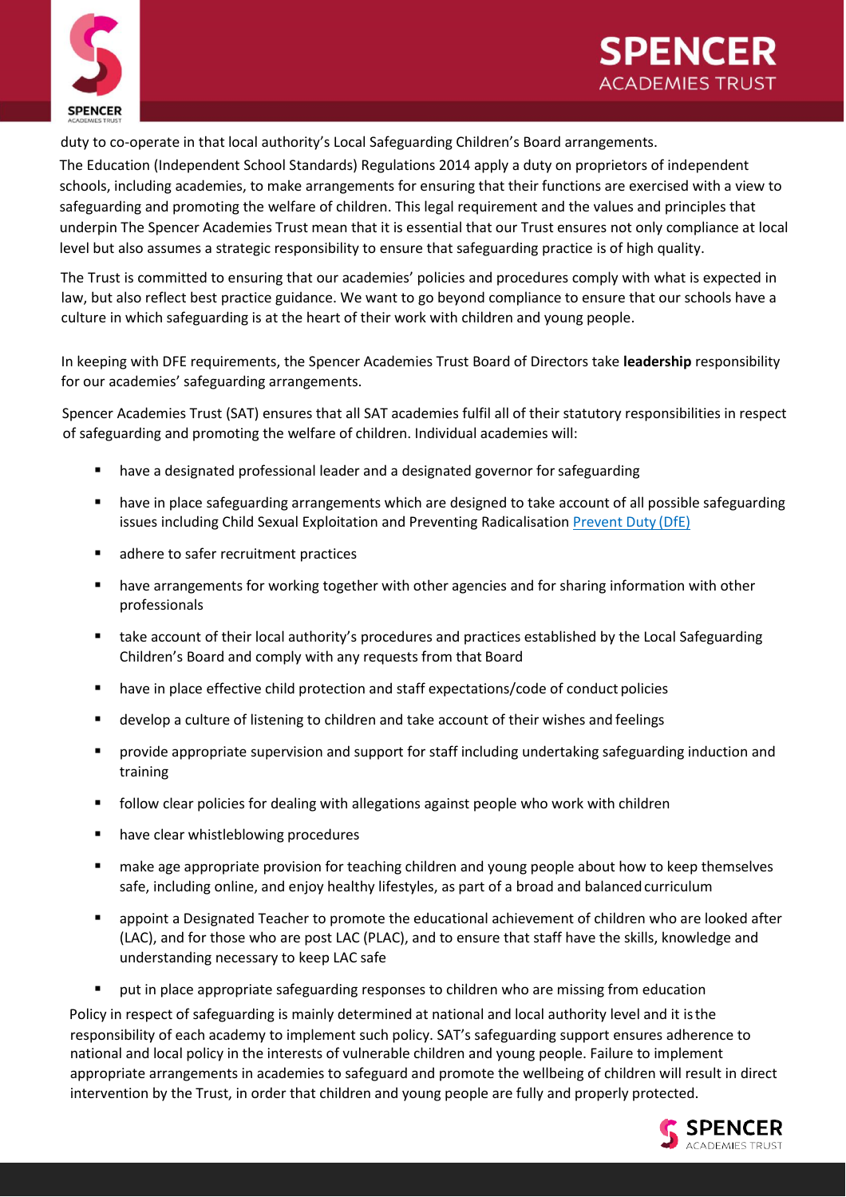duty to co-operate in that local authority's Local Safeguarding Children's Board arrangements.

The Education (Independent School Standards) Regulations 2014 apply a duty on proprietors of independent schools, including academies, to make arrangements for ensuring that their functions are exercised with a view to safeguarding and promoting the welfare of children. This legal requirement and the values and principles that underpin The Spencer Academies Trust mean that it is essential that our Trust ensures not only compliance at local level but also assumes a strategic responsibility to ensure that safeguarding practice is of high quality.

The Trust is committed to ensuring that our academies' policies and procedures comply with what is expected in law, but also reflect best practice guidance. We want to go beyond compliance to ensure that our schools have a culture in which safeguarding is at the heart of their work with children and young people.

In keeping with DFE requirements, the Spencer Academies Trust Board of Directors take **leadership** responsibility for our academies' safeguarding arrangements.

Spencer Academies Trust (SAT) ensures that all SAT academies fulfil all of their statutory responsibilities in respect of safeguarding and promoting the welfare of children. Individual academies will:

- have a designated professional leader and a designated governor for safeguarding
- have in place safeguarding arrangements which are designed to take account of all possible safeguarding issues including Child Sexual Exploitation and Preventing Radicalisation Prevent Duty (DfE)
- adhere to safer recruitment practices
- have arrangements for working together with other agencies and for sharing information with other professionals
- take account of their local authority's procedures and practices established by the Local Safeguarding Children's Board and comply with any requests from that Board
- have in place effective child protection and staff expectations/code of conduct policies
- develop a culture of listening to children and take account of their wishes and feelings
- provide appropriate supervision and support for staff including undertaking safeguarding induction and training
- follow clear policies for dealing with allegations against people who work with children
- have clear whistleblowing procedures
- make age appropriate provision for teaching children and young people about how to keep themselves safe, including online, and enjoy healthy lifestyles, as part of a broad and balanced curriculum
- appoint a Designated Teacher to promote the educational achievement of children who are looked after (LAC), and for those who are post LAC (PLAC), and to ensure that staff have the skills, knowledge and understanding necessary to keep LAC safe
- put in place appropriate safeguarding responses to children who are missing from education

Policy in respect of safeguarding is mainly determined at national and local authority level and it is the responsibility of each academy to implement such policy. SAT's safeguarding support ensures adherence to national and local policy in the interests of vulnerable children and young people. Failure to implement appropriate arrangements in academies to safeguard and promote the wellbeing of children will result in direct intervention by the Trust, in order that children and young people are fully and properly protected.